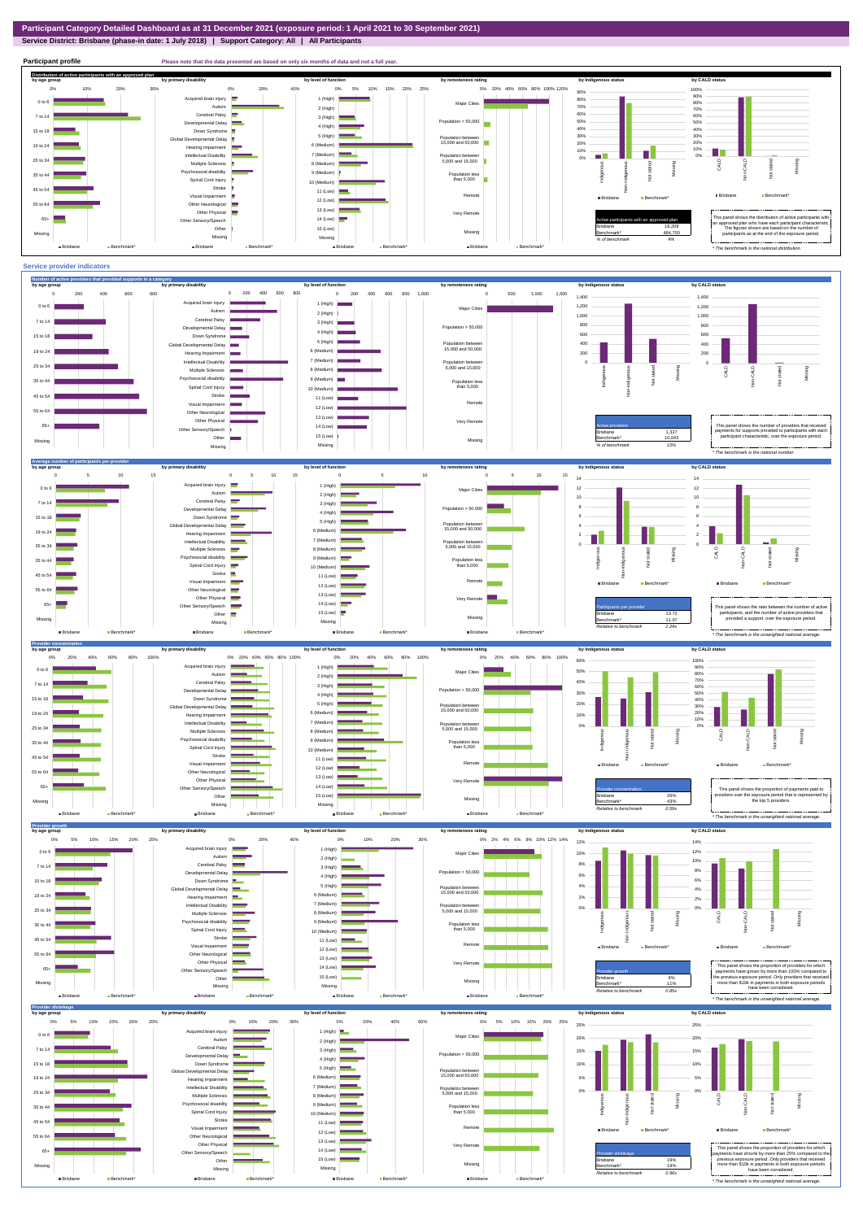# Participant Category Detailed Dashboard as at 31 December 2021 (exposure period: 1 April 2021 to 30 September 2021)

**Service District: Brisbane (phase-in date: 1 July 2018) | Support Category: All | All Participants**

## Participant profile

Please note that the data presented are based on only six months of data and not a full year.

### Distribution of active participants with an approved plan

| Active participants with an approved plan | |
|---|---|
| Brisbane | 18,209 |
| Benchmark* | 484,700 |
| % of benchmark | 4% |

This panel shows the distribution of active participants with an approved plan who have each participant characteristic. The figures shown are based on the number of participants as at the end of the exposure period.

\* The benchmark is the national distribution.

## Service provider indicators

### Number of active providers that provided supports in a category

| Active providers | |
|---|---|
| Brisbane | 1,327 |
| Benchmark* | 10,043 |
| % of benchmark | 13% |

This panel shows the number of providers that received payments for supports provided to participants with each participant characteristic, over the exposure period.

\* The benchmark is the national number.

### Average number of participants per provider

| Participants per provider | |
|---|---|
| Brisbane | 13.72 |
| Benchmark* | 11.07 |
| Relative to benchmark | 1.24x |

This panel shows the ratio between the number of active participants, and the number of active providers that provided a support, over the exposure period.

\* The benchmark is the unweighted national average.

### Provider concentration

| Provider concentration | |
|---|---|
| Brisbane | 26% |
| Benchmark* | 43% |
| Relative to benchmark | 0.59x |

This panel shows the proportion of payments paid to providers over the exposure period that is represented by the top 5 providers.

\* The benchmark is the unweighted national average.

### Provider growth

| Provider growth | |
|---|---|
| Brisbane | 9% |
| Benchmark* | 11% |
| Relative to benchmark | 0.85x |

This panel shows the proportion of providers for which payments have grown by more than 100% compared to the previous exposure period. Only providers that received more than $10k in payments in both exposure periods have been considered.

\* The benchmark is the unweighted national average.

### Provider shrinkage

| Provider shrinkage | |
|---|---|
| Brisbane | 19% |
| Benchmark* | 19% |
| Relative to benchmark | 0.96x |

This panel shows the proportion of providers for which payments have shrunk by more than 25% compared to the previous exposure period. Only providers that received more than $10k in payments in both exposure periods have been considered.

\* The benchmark is the unweighted national average.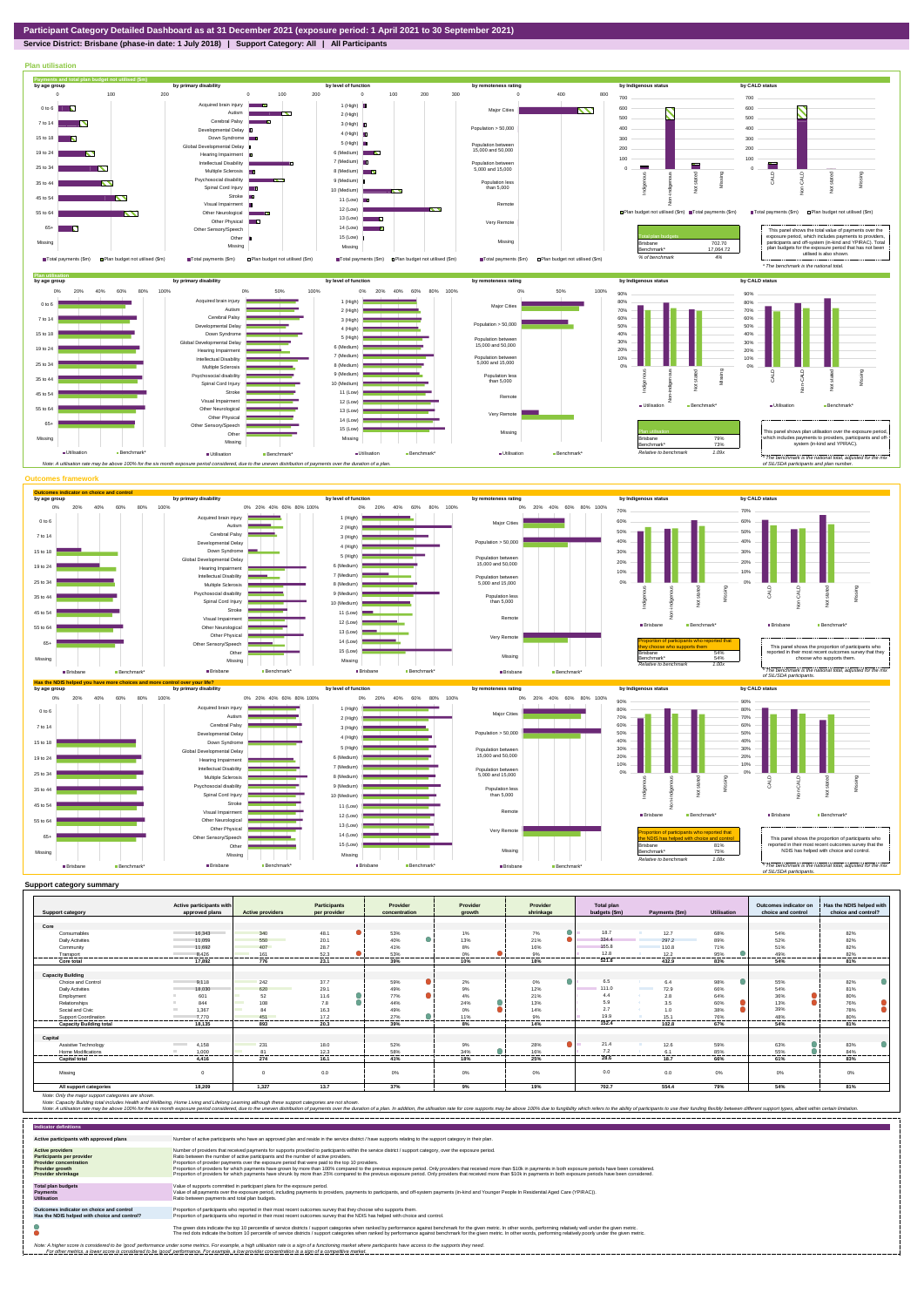# Participant Category Detailed Dashboard as at 31 December 2021 (exposure period: 1 April 2021 to 30 September 2021)

**Service District: Brisbane (phase-in date: 1 July 2018) | Support Category: All | All Participants**

## Plan utilisation

### Payments and total plan budget not utilised ($m)

| Total plan budgets | |
|---|---|
| Brisbane | 702.70 |
| Benchmark* | 17,004.72 |
| % of benchmark | 4% |

This panel shows the total value of payments over the exposure period, which includes payments to providers, participants and off-system (in-kind and YPIRAC). Total plan budgets for the exposure period that has not been utilised is also shown.

*The benchmark is the national total.

### Plan utilisation

| Plan utilisation | |
|---|---|
| Brisbane | 79% |
| Benchmark* | 73% |
| Relative to benchmark | 1.09x |

This panel shows plan utilisation over the exposure period, which includes payments to providers, participants and off-system (in-kind and YPIRAC).

*The benchmark is the national total, adjusted for the mix of SIL/SDA participants and plan number.

Note: A utilisation rate may be above 100% for the six month exposure period considered, due to the uneven distribution of payments over the duration of a plan.

## Outcomes framework

### Outcomes indicator on choice and control

| Proportion of participants who reported that they choose who supports them | |
|---|---|
| Brisbane | 54% |
| Benchmark* | 54% |
| Relative to benchmark | 1.00x |

This panel shows the proportion of participants who reported in their most recent outcomes survey that they choose who supports them.

*The benchmark is the national total, adjusted for the mix of SIL/SDA participants.

### Has the NDIS helped you have more choices and more control over your life?

| Proportion of participants who reported that the NDIS has helped with choice and control | |
|---|---|
| Brisbane | 81% |
| Benchmark* | 75% |
| Relative to benchmark | 1.08x |

This panel shows the proportion of participants who reported in their most recent outcomes survey that the NDIS has helped with choice and control.

*The benchmark is the national total, adjusted for the mix of SIL/SDA participants.

## Support category summary

| Support category | Active participants with approved plans | Active providers | Participants per provider | Provider concentration | Provider growth | Provider shrinkage | Total plan budgets ($m) | Payments ($m) | Utilisation | Outcomes indicator on choice and control | Has the NDIS helped with choice and control? |
|---|---|---|---|---|---|---|---|---|---|---|---|
| **Core** | | | | | | | | | | | |
| Consumables | 16,343 | 340 | 48.1 | 53% | 1% | 7% | 18.7 | 12.7 | 68% | 54% | 82% |
| Daily Activities | 11,059 | 550 | 20.1 | 40% | 13% | 21% | 334.4 | 297.2 | 89% | 52% | 82% |
| Community | 11,692 | 407 | 28.7 | 41% | 8% | 16% | 155.8 | 110.8 | 71% | 51% | 82% |
| Transport | 8,426 | 161 | 52.3 | 53% | 0% | 3% | 12.8 | 12.2 | 95% | 49% | 82% |
| **Core total** | **17,892** | **776** | **23.1** | **39%** | **10%** | **18%** | **521.6** | **432.9** | **83%** | **54%** | **81%** |
| **Capacity Building** | | | | | | | | | | | |
| Choice and Control | 9,118 | 242 | 37.7 | 59% | 2% | 0% | 6.5 | 6.4 | 98% | 55% | 82% |
| Daily Activities | 18,030 | 620 | 29.1 | 49% | 9% | 12% | 111.0 | 72.9 | 66% | 54% | 81% |
| Employment | 601 | 52 | 11.6 | 77% | 4% | 21% | 4.4 | 2.8 | 64% | 36% | 80% |
| Relationships | 844 | 108 | 7.8 | 44% | 24% | 13% | 5.9 | 3.5 | 60% | 13% | 76% |
| Social and Civic | 1,367 | 84 | 16.3 | 49% | 0% | 14% | 2.7 | 1.0 | 38% | 39% | 79% |
| Support Coordination | 7,770 | 451 | 17.2 | 27% | 11% | 9% | 19.9 | 15.1 | 76% | 48% | 80% |
| **Capacity Building total** | **18,135** | **893** | **20.3** | **35%** | **8%** | **14%** | **152.8** | **102.8** | **67%** | **54%** | **81%** |
| **Capital** | | | | | | | | | | | |
| Assistive Technology | 4,158 | 231 | 18.0 | 52% | 9% | 28% | 21.4 | 12.6 | 59% | 63% | 83% |
| Home Modifications | 1,000 | 81 | 12.3 | 58% | 34% | 16% | 7.2 | 6.1 | 85% | 55% | 84% |
| **Capital total** | **4,416** | **274** | **16.1** | **41%** | **18%** | **25%** | **28.6** | **18.7** | **66%** | **61%** | **83%** |
| Missing | 0 | 0 | 0.0 | 0% | 0% | 0% | 0.0 | 0.0 | 0% | 0% | 0% |
| **All support categories** | **18,209** | **1,327** | **13.7** | **37%** | **9%** | **19%** | **702.7** | **554.4** | **79%** | **54%** | **81%** |

Note: Only the major support categories are shown.

Note: Capacity Building total includes Health and Wellbeing, Home Living and Lifelong Learning although these support categories are not shown.

Note: A utilisation rate may be above 100% for the six month exposure period considered, due to the uneven distribution of payments over the duration of a plan. In addition, the utilisation rate for core supports may be above 100% due to fungibility which refers to the ability of participants to use their funding flexibly between different support types, albeit within certain limitation.

## Indicator definitions

| Indicator | Definition |
|---|---|
| Active participants with approved plans | Number of active participants who have an approved plan and reside in the service district / have supports relating to the support category in their plan. |
| Active providers | Number of providers that received payments for supports provided to participants within the service district / support category, over the exposure period. |
| Participants per provider | Ratio between the number of active participants and the number of active providers. |
| Provider concentration | Proportion of provider payments over the exposure period that were paid to the top 10 providers. |
| Provider growth | Proportion of providers for which payments have grown by more than 100% compared to the previous exposure period. Only providers that received more than $10k in payments in both exposure periods have been considered. |
| Provider shrinkage | Proportion of providers for which payments have shrunk by more than 25% compared to the previous exposure period. Only providers that received more than $10k in payments in both exposure periods have been considered. |
| Total plan budgets | Value of supports committed in participant plans for the exposure period. |
| Payments | Value of all payments over the exposure period, including payments to providers, payments to participants, and off-system payments (in-kind and Younger People In Residential Aged Care (YPIRAC)). |
| Utilisation | Ratio between payments and total plan budgets. |
| Outcomes indicator on choice and control | Proportion of participants who reported in their most recent outcomes survey that they choose who supports them. |
| Has the NDIS helped with choice and control? | Proportion of participants who reported in their most recent outcomes survey that the NDIS has helped with choice and control. |

The green dots indicate the top 10 percentile of service districts / support categories when ranked by performance against benchmark for the given metric. In other words, performing relatively well under the given metric.

The red dots indicate the bottom 10 percentile of service districts / support categories when ranked by performance against benchmark for the given metric. In other words, performing relatively poorly under the given metric.

Note: A higher score is considered to be 'good' performance under some metrics. For example, a high utilisation rate is a sign of a functioning market where participants have access to the supports they need.
For other metrics, a lower score is considered to be 'good' performance. For example, a low provider concentration is a sign of a competitive market.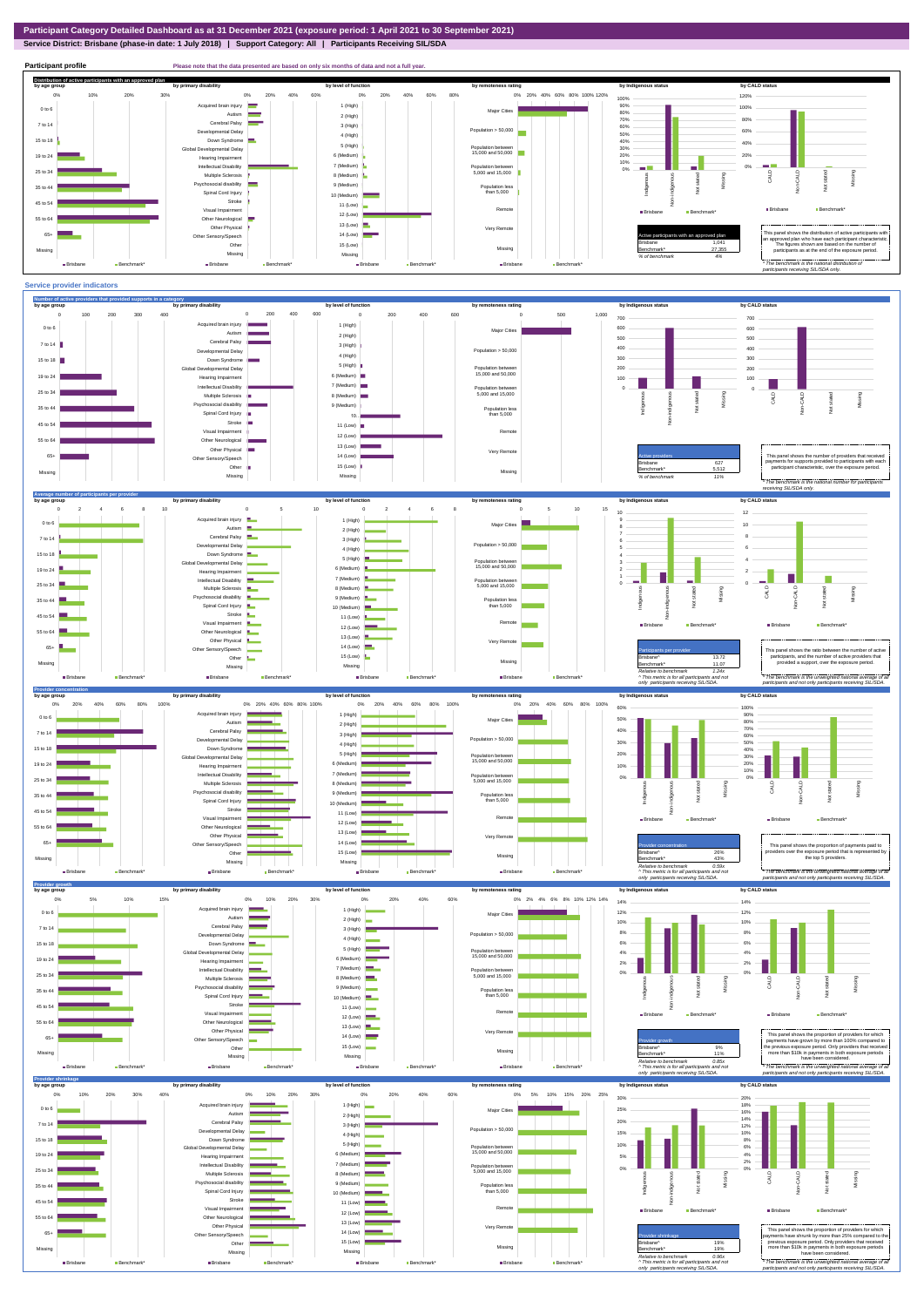# Participant Category Detailed Dashboard as at 31 December 2021 (exposure period: 1 April 2021 to 30 September 2021)

**Service District: Brisbane (phase-in date: 1 July 2018) | Support Category: All | Participants Receiving SIL/SDA**

## Participant profile

Please note that the data presented are based on only six months of data and not a full year.

### Distribution of active participants with an approved plan

| Active participants with an approved plan | |
|---|---|
| Brisbane | 1,041 |
| Benchmark* | 27,355 |
| % of benchmark | 4% |

This panel shows the distribution of active participants with an approved plan who have each participant characteristic. The figures shown are based on the number of participants as at the end of the exposure period.

\* The benchmark is the national distribution of participants receiving SIL/SDA only.

## Service provider indicators

### Number of active providers that provided supports in a category

| Active providers | |
|---|---|
| Brisbane | 627 |
| Benchmark* | 5,512 |
| % of benchmark | 11% |

This panel shows the number of providers that received payments for supports provided to participants with each participant characteristic, over the exposure period.

\* The benchmark is the national number for participants receiving SIL/SDA only.

### Average number of participants per provider

| Participants per provider | |
|---|---|
| Brisbane* | 13.72 |
| Benchmark* | 11.07 |
| Relative to benchmark | 1.24x |

^ This metric is for all participants and not only participants receiving SIL/SDA.

This panel shows the ratio between the number of active participants, and the number of active providers that provided a support, over the exposure period.

\* The benchmark is the unweighted national average of all participants and not only participants receiving SIL/SDA.

### Provider concentration

| Provider concentration | |
|---|---|
| Brisbane* | 26% |
| Benchmark* | 43% |
| Relative to benchmark | 0.59x |

^ This metric is for all participants and not only participants receiving SIL/SDA.

This panel shows the proportion of payments paid to providers over the exposure period that is represented by the top 5 providers.

\* The benchmark is the unweighted national average of all participants and not only participants receiving SIL/SDA.

### Provider growth

| Provider growth | |
|---|---|
| Brisbane* | 9% |
| Benchmark* | 11% |
| Relative to benchmark | 0.85x |

^ This metric is for all participants and not only participants receiving SIL/SDA.

This panel shows the proportion of providers for which payments have grown by more than 100% compared to the previous exposure period. Only providers that received more than $10k in payments in both exposure periods have been considered.

\* The benchmark is the unweighted national average of all participants and not only participants receiving SIL/SDA.

### Provider shrinkage

| Provider shrinkage | |
|---|---|
| Brisbane* | 19% |
| Benchmark* | 19% |
| Relative to benchmark | 0.96x |

^ This metric is for all participants and not only participants receiving SIL/SDA.

This panel shows the proportion of providers for which payments have shrunk by more than 25% compared to the previous exposure period. Only providers that received more than $10k in payments in both exposure periods have been considered.

\* The benchmark is the unweighted national average of all participants and not only participants receiving SIL/SDA.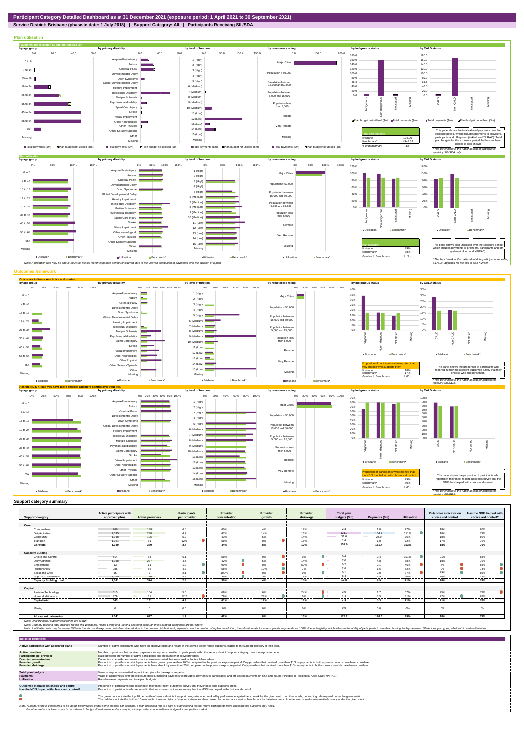# Participant Category Detailed Dashboard as at 31 December 2021 (exposure period: 1 April 2021 to 30 September 2021)

**Service District: Brisbane (phase-in date: 1 July 2018) | Support Category: All | Participants Receiving SIL/SDA**

## Plan utilisation

**Payments and total plan budget not utilised ($m)**

| Total plan budgets | |
|---|---|
| Brisbane | 178.20 |
| Benchmark* | 4,943.63 |
| % of benchmark | 4% |

This panel shows the total value of payments over the exposure period, which includes payments to providers, participants and off-system (in-kind and YPIRAC). Total plan budgets for the exposure period that has not been utilised is also shown.

*The benchmark is the national total for participants receiving SIL/SDA only.

**Plan utilisation**

| Plan utilisation | |
|---|---|
| Brisbane | 99% |
| Benchmark* | 88% |
| Relative to benchmark | 1.12x |

This panel shows plan utilisation over the exposure period, which includes payments to providers, participants and off-system (in-kind and YPIRAC).

*The benchmark is the national total for participants receiving SIL/SDA, adjusted for the mix of plan number.

Note: A utilisation rate may be above 100% for the six month exposure period considered, due to the uneven distribution of payments over the duration of a plan.

## Outcomes framework

**Outcomes indicator on choice and control**

| Proportion of participants who reported that they choose who supports them | |
|---|---|
| Brisbane | 18% |
| Benchmark* | 17% |
| Relative to benchmark | 1.06x |

This panel shows the proportion of participants who reported in their most recent outcomes survey that they choose who supports them.

*The benchmark is the national total for participants receiving SIL/SDA.

**Has the NDIS helped you have more choices and more control over your life?**

| Proportion of participants who reported that the NDIS has helped with choice and control | |
|---|---|
| Brisbane | 79% |
| Benchmark* | 80% |
| Relative to benchmark | 1.00x |

This panel shows the proportion of participants who reported in their most recent outcomes survey that the NDIS has helped with choice and control.

*The benchmark is the national total for participants receiving SIL/SDA.

## Support category summary

| Support category | Active participants with approved plans | Active providers | Participants per provider | Provider concentration | Provider growth | Provider shrinkage | Total plan budgets ($m) | Payments ($m) | Utilisation | Outcomes indicator on choice and control | Has the NDIS helped with choice and control? |
|---|---|---|---|---|---|---|---|---|---|---|---|
| **Core** | | | | | | | | | | | |
| Consumables | 968 | 149 | 6.5 | 60% | 4% | 17% | 2.3 | 1.8 | 77% | 18% | 80% |
| Daily Activities | 1,035 | 248 | 4.2 | 47% | 14% | 13% | 121.7 | 134.7 | 111% | 18% | 79% |
| Community | 1,018 | 196 | 5.2 | 43% | 5% | 14% | 31.6 | 24.0 | 76% | 18% | 80% |
| Transport | 1,021 | 81 | 12.6 | 58% | 0% | 18% | 1.4 | 1.0 | 72% | 17% | 79% |
| **Core total** | **1,040** | **389** | **2.7** | **44%** | **8%** | **12%** | **157.0** | **161.4** | **103%** | **18%** | **79%** |
| **Capacity Building** | | | | | | | | | | | |
| Choice and Control | 514 | 84 | 6.1 | 58% | 0% | 0% | 0.4 | 0.4 | 101% | 21% | 83% |
| Daily Activities | 1,038 | 237 | 4.4 | 42% | 5% | 14% | 7.0 | 4.8 | 68% | 18% | 79% |
| Employment | 13 | 11 | 1.2 | 99% | 0% | 50% | 0.2 | 0.1 | 46% | 8% | 83% |
| Relationships | 285 | 66 | 4.3 | 56% | 19% | 7% | 2.6 | 1.6 | 62% | 9% | 74% |
| Social and Civic | 15 | 7 | 2.1 | 100% | 0% | 0% | 0.1 | 0.0 | 37% | 29% | 85% |
| Support Coordination | 1,029 | 174 | 5.9 | 39% | 5% | 19% | 3.4 | 2.9 | 86% | 18% | 79% |
| **Capacity Building total** | **1,041** | **374** | **2.8** | **30%** | **4%** | **15%** | **13.8** | **9.9** | **71%** | **18%** | **79%** |
| **Capital** | | | | | | | | | | | |
| Assistive Technology | 515 | 104 | 5.0 | 69% | 6% | 24% | 3.0 | 1.7 | 57% | 25% | 79% |
| Home Modifications | 379 | 31 | 12.2 | 79% | 28% | 0% | 4.4 | 3.5 | 81% | 27% | 82% |
| **Capital total** | **642** | **131** | **4.9** | **61%** | **17%** | **11%** | **7.4** | **5.3** | **71%** | **21%** | **78%** |
| Missing | 0 | 0 | 0.0 | 0% | 0% | 0% | 0.0 | 0.0 | 0% | 0% | 0% |
| **All support categories** | **1,041** | **627** | **1.7** | **42%** | **8%** | **13%** | **178.2** | **176.6** | **99%** | **18%** | **79%** |

Note: Only the major support categories are shown.

Note: Capacity Building total includes Health and Wellbeing, Home Living and Lifelong Learning although these support categories are not shown.

Note: A utilisation rate may be above 100% for the six month exposure period considered, due to the uneven distribution of payments over the duration of a plan. In addition, the utilisation rate for core supports may be above 100% due to fungibility which refers to the ability of participants to use their funding flexibly between different support types, albeit within certain limitation.

## Indicator definitions

| Indicator | Definition |
|---|---|
| **Active participants with approved plans** | Number of active participants who have an approved plan and reside in the service district / have supports relating to the support category in their plan. |
| **Active providers** | Number of providers that received payments for supports provided to participants within the service district / support category, over the exposure period. |
| **Participants per provider** | Ratio between the number of active participants and the number of active providers. |
| **Provider concentration** | Proportion of provider payments over the exposure period that were paid to the top 10 providers. |
| **Provider growth** | Proportion of providers for which payments have grown by more than 100% compared to the previous exposure period. Only providers that received more than $10k in payments in both exposure periods have been considered. |
| **Provider shrinkage** | Proportion of providers for which payments have shrunk by more than 25% compared to the previous exposure period. Only providers that received more than $10k in payments in both exposure periods have been considered. |
| **Total plan budgets** | Value of supports committed in participant plans for the exposure period. |
| **Payments** | Value of all payments over the exposure period, including payments to providers, payments to participants, and off-system payments (in-kind and Younger People In Residential Aged Care (YPIRAC)). |
| **Utilisation** | Ratio between payments and total plan budgets. |
| **Outcomes indicator on choice and control** | Proportion of participants who reported in their most recent outcomes survey that they choose who supports them. |
| **Has the NDIS helped with choice and control?** | Proportion of participants who reported in their most recent outcomes survey that the NDIS has helped with choice and control. |

The green dots indicate the top 10 percentile of service districts / support categories when ranked by performance against benchmark for the given metric. In other words, performing relatively well under the given metric.

The red dots indicate the bottom 10 percentile of service districts / support categories when ranked by performance against benchmark for the given metric. In other words, performing relatively poorly under the given metric.

Note: A higher score is considered to be 'good' performance under some metrics. For example, a high utilisation rate is a sign of a functioning market where participants have access to the supports they need.
For other metrics, a lower score is considered to be 'good' performance. For example, a low provider concentration is a sign of a competitive market.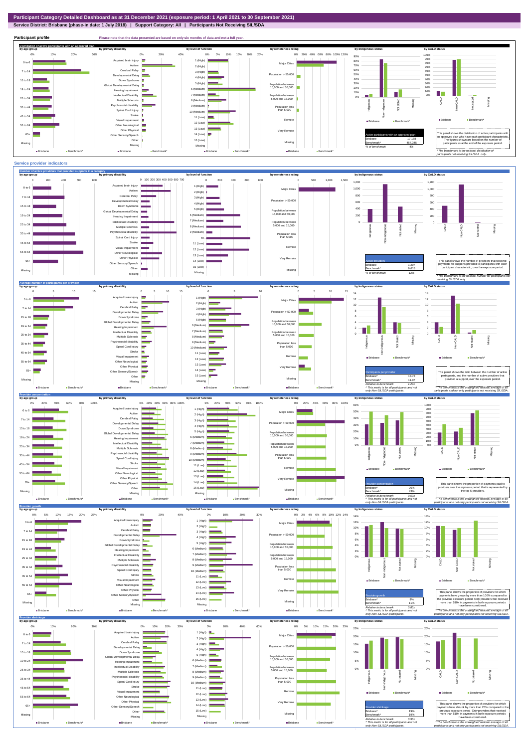# Participant Category Detailed Dashboard as at 31 December 2021 (exposure period: 1 April 2021 to 30 September 2021)

**Service District: Brisbane (phase-in date: 1 July 2018) | Support Category: All | Participants Not Receiving SIL/SDA**

## Participant profile

Please note that the data presented are based on only six months of data and not a full year.

### Distribution of active participants with an approved plan

| Active participants with an approved plan | |
|---|---|
| Brisbane | 17,168 |
| Benchmark* | 457,345 |
| % of benchmark | 4% |

This panel shows the distribution of active participants with an approved plan who have each participant characteristic. The figures shown are based on the number of participants as at the end of the exposure period.

\* The benchmark is the national distribution of participants not receiving SIL/SDA only.

## Service provider indicators

### Number of active providers that provided supports in a category

| Active providers | |
|---|---|
| Brisbane | 1,207 |
| Benchmark* | 9,615 |
| % of benchmark | 13% |

This panel shows the number of providers that received payments for supports provided to participants with each participant characteristic, over the exposure period.

\* The benchmark is the national number for participants not receiving SIL/SDA only.

### Average number of participants per provider

| Participants per provider | |
|---|---|
| Brisbane^ | 13.72 |
| Benchmark* | 11.07 |
| Relative to benchmark | 1.24x |

This panel shows the ratio between the number of active participants, and the number of active providers that provided a support, over the exposure period.

^ This metric is for all participants and not only Non-SIL/SDA participants.

\* The benchmark is the unweighted national average of all participants and not only participants not receiving SIL/SDA.

### Provider concentration

| Provider concentration | |
|---|---|
| Brisbane^ | 26% |
| Benchmark* | 43% |
| Relative to benchmark | 0.59x |

This panel shows the proportion of payments paid to providers over the exposure period that is represented by the top 5 providers.

^ This metric is for all participants and not only Non-SIL/SDA participants.

\* The benchmark is the unweighted national average of all participants and not only participants not receiving SIL/SDA.

### Provider growth

| Provider growth | |
|---|---|
| Brisbane^ | 9% |
| Benchmark* | 11% |
| Relative to benchmark | 0.85x |

This panel shows the proportion of providers for which payments have grown by more than 100% compared to the previous exposure period. Only providers that received more than $10k in payments in both exposure periods have been considered.

^ This metric is for all participants and not only Non-SIL/SDA participants.

\* The benchmark is the unweighted national average of all participants and not only participants not receiving SIL/SDA.

### Provider shrinkage

| Provider shrinkage | |
|---|---|
| Brisbane^ | 19% |
| Benchmark* | 19% |
| Relative to benchmark | 0.96x |

This panel shows the proportion of providers for which payments have shrunk by more than 25% compared to the previous exposure period. Only providers that received more than $10k in payments in both exposure periods have been considered.

^ This metric is for all participants and not only Non-SIL/SDA participants.

\* The benchmark is the unweighted national average of all participants and not only participants not receiving SIL/SDA.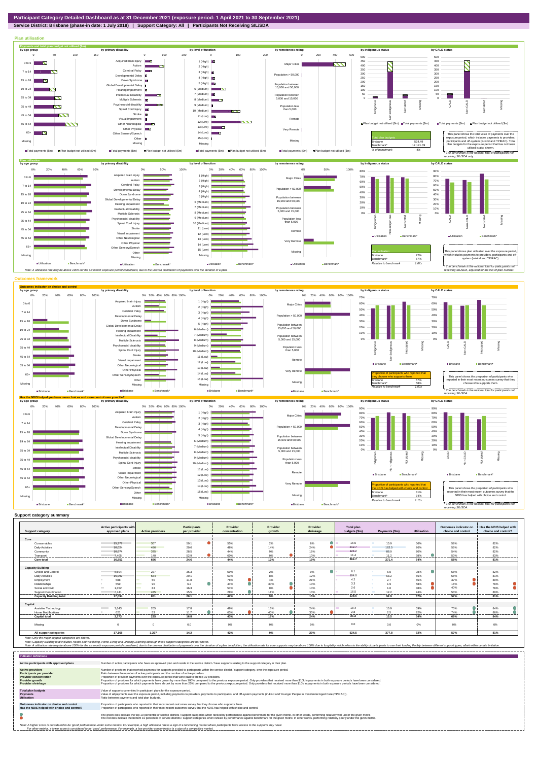# Participant Category Detailed Dashboard as at 31 December 2021 (exposure period: 1 April 2021 to 30 September 2021)

**Service District: Brisbane (phase-in date: 1 July 2018) | Support Category: All | Participants Not Receiving SIL/SDA**

## Plan utilisation

**Payments and total plan budget not utilised ($m)**

by age group · by primary disability · by level of function · by remoteness rating · by Indigenous status · by CALD status

Total payments ($m) · Plan budget not utilised ($m)

| Total plan budgets | |
|---|---|
| Brisbane | 524.49 |
| Benchmark* | 12,121.09 |
| % of benchmark | 4% |

This panel shows the total value of payments over the exposure period, which includes payments to providers, participants and off-system (in-kind and YPIRAC). Total plan budgets for the exposure period that has not been utilised is also shown.

*The benchmark is the national total for participants not receiving SIL/SDA only.

**Plan utilisation**

Utilisation · Benchmark*

| Plan utilisation | |
|---|---|
| Brisbane | 72% |
| Benchmark* | 67% |
| Relative to benchmark | 1.07x |

This panel shows plan utilisation over the exposure period, which includes payments to providers, participants and off-system (in-kind and YPIRAC).

*The benchmark is the national total for participants not receiving SIL/SDA, adjusted for the mix of plan number.

Note: A utilisation rate may be above 100% for the six month exposure period considered, due to the uneven distribution of payments over the duration of a plan.

## Outcomes framework

**Outcomes indicator on choice and control**

Brisbane · Benchmark*

| Proportion of participants who reported that they choose who supports them | |
|---|---|
| Brisbane | 57% |
| Benchmark* | 58% |
| Relative to benchmark | 1.00x |

This panel shows the proportion of participants who reported in their most recent outcomes survey that they choose who supports them.

*The benchmark is the national total for participants not receiving SIL/SDA.

**Has the NDIS helped you have more choices and more control over your life?**

| Proportion of participants who reported that the NDIS has helped with choice and control | |
|---|---|
| Brisbane | 81% |
| Benchmark* | 74% |
| Relative to benchmark | 1.10x |

This panel shows the proportion of participants who reported in their most recent outcomes survey that the NDIS has helped with choice and control.

*The benchmark is the national total for participants not receiving SIL/SDA.

## Support category summary

| Support category | Active participants with approved plans | Active providers | Participants per provider | Provider concentration | Provider growth | Provider shrinkage | Total plan budgets ($m) | Payments ($m) | Utilisation | Outcomes indicator on choice and control | Has the NDIS helped with choice and control? |
|---|---|---|---|---|---|---|---|---|---|---|---|
| **Core** | | | | | | | | | | | |
| Consumables | 15,377 | 307 | 50.1 | 55% | 2% | 8% | 16.5 | 10.9 | 66% | 58% | 82% |
| Daily Activities | 10,024 | 486 | 20.6 | 48% | 14% | 24% | 212.7 | 162.5 | 76% | 56% | 82% |
| Community | 10,674 | 375 | 28.5 | 44% | 9% | 16% | 124.2 | 86.9 | 70% | 54% | 82% |
| Transport | 7,405 | 140 | 52.9 | 60% | 0% | 13% | 11.4 | 11.2 | 98% | 53% | 83% |
| **Core total** | **16,852** | **686** | **24.6** | **44%** | **12%** | **19%** | **364.7** | **271.4** | **74%** | **58%** | **81%** |
| **Capacity Building** | | | | | | | | | | | |
| Choice and Control | 8,604 | 237 | 36.3 | 59% | 2% | 0% | 6.1 | 6.0 | 98% | 58% | 82% |
| Daily Activities | 16,992 | 584 | 29.1 | 51% | 8% | 12% | 104.0 | 68.2 | 66% | 58% | 81% |
| Employment | 588 | 50 | 11.8 | 76% | 4% | 21% | 4.2 | 2.7 | 65% | 37% | 80% |
| Relationships | 559 | 90 | 6.2 | 44% | 30% | 13% | 3.3 | 1.9 | 58% | 16% | 78% |
| Social and Civic | 1,352 | 83 | 16.3 | 51% | 0% | 14% | 2.6 | 1.0 | 38% | 40% | 78% |
| Support Coordination | 6,741 | 435 | 15.5 | 28% | 11% | 10% | 16.5 | 12.2 | 74% | 53% | 80% |
| **Capacity Building total** | **17,094** | **851** | **20.1** | **42%** | **9%** | **15%** | **138.6** | **92.9** | **67%** | **57%** | **81%** |
| **Capital** | | | | | | | | | | | |
| Assistive Technology | 3,643 | 205 | 17.8 | 49% | 16% | 24% | 18.4 | 10.9 | 59% | 70% | 84% |
| Home Modifications | 621 | 53 | 11.7 | 63% | 40% | 33% | 2.8 | 2.5 | 92% | 74% | 86% |
| **Capital total** | **3,773** | **225** | **16.8** | **43%** | **17%** | **24%** | **21.2** | **13.5** | **64%** | **69%** | **84%** |
| Missing | 0 | 0 | 0.0 | 0% | 0% | 0% | 0.0 | 0.0 | 0% | 0% | 0% |
| **All support categories** | **17,168** | **1,207** | **14.2** | **42%** | **9%** | **20%** | **524.5** | **377.8** | **72%** | **57%** | **81%** |

Note: Only the major support categories are shown.

Note: Capacity Building total includes Health and Wellbeing, Home Living and Lifelong Learning although these support categories are not shown.

Note: A utilisation rate may be above 100% for the six month exposure period considered, due to the uneven distribution of payments over the duration of a plan. In addition, the utilisation rate for core supports may be above 100% due to fungibility which refers to the ability of participants to use their funding flexibly between different support types, albeit within certain limitation.

## Indicator definitions

| | |
|---|---|
| **Active participants with approved plans** | Number of active participants who have an approved plan and reside in the service district / have supports relating to the support category in their plan. |
| **Active providers** | Number of providers that received payments for supports provided to participants within the service district / support category, over the exposure period. |
| **Participants per provider** | Ratio between the number of active participants and the number of active providers. |
| **Provider concentration** | Proportion of provider payments over the exposure period that were paid to the top 10 providers. |
| **Provider growth** | Proportion of providers for which payments have grown by more than 100% compared to the previous exposure period. Only providers that received more than $10k in payments in both exposure periods have been considered. |
| **Provider shrinkage** | Proportion of providers for which payments have shrunk by more than 25% compared to the previous exposure period. Only providers that received more than $10k in payments in both exposure periods have been considered. |
| **Total plan budgets** | Value of supports committed in participant plans for the exposure period. |
| **Payments** | Value of all payments over the exposure period, including payments to providers, payments to participants, and off-system payments (in-kind and Younger People In Residential Aged Care (YPIRAC)). |
| **Utilisation** | Ratio between payments and total plan budgets. |
| **Outcomes indicator on choice and control** | Proportion of participants who reported in their most recent outcomes survey that they choose who supports them. |
| **Has the NDIS helped with choice and control?** | Proportion of participants who reported in their most recent outcomes survey that the NDIS has helped with choice and control. |

The green dots indicate the top 10 percentile of service districts / support categories when ranked by performance against benchmark for the given metric. In other words, performing relatively well under the given metric.

The red dots indicate the bottom 10 percentile of service districts / support categories when ranked by performance against benchmark for the given metric. In other words, performing relatively poorly under the given metric.

Note: A higher score is considered to be 'good' performance under some metrics. For example, a high utilisation rate is a sign of a functioning market where participants have access to the supports they need.
For other metrics, a lower score is considered to be 'good' performance. For example, a low provider concentration is a sign of a competitive market.